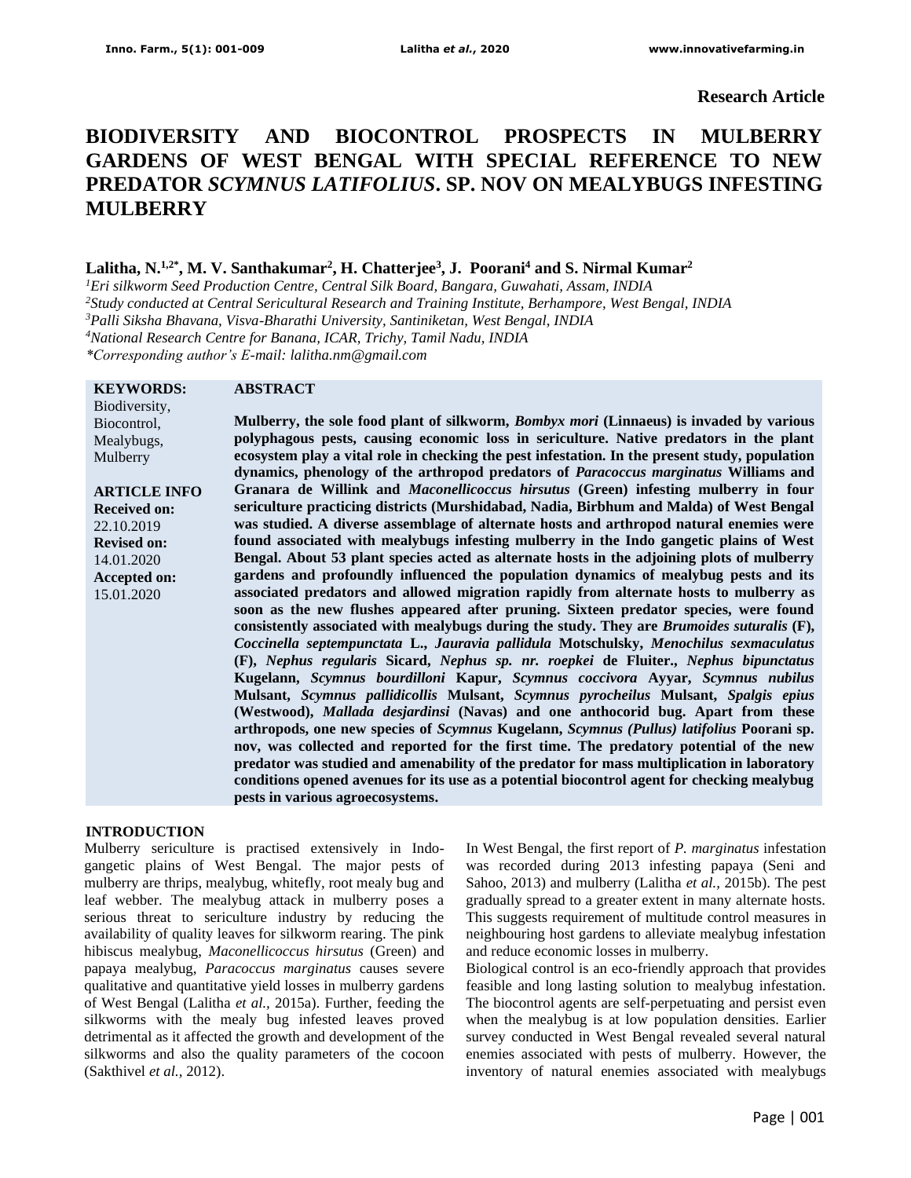**Research Article**

# BIODIVERSITY AND BIOCONTROL PROSPECTS IN MULBERRY GARDENS OF WEST BENGAL WITH SPECIAL REFERENCE TO NEW PREDATOR *SCYMNUS LATIFOLIUS*. SP. NOV ON MEALYBUGS INFESTING MULBERRY

**Lalitha, N.[1,2*], M. V. Santhakumar[2], H. Chatterjee[3], J. Poorani[4] and S. Nirmal Kumar[2]**

*[1]Eri silkworm Seed Production Centre, Central Silk Board, Bangara, Guwahati, Assam, INDIA*
*[2]Study conducted at Central Sericultural Research and Training Institute, Berhampore, West Bengal, INDIA*
*[3]Palli Siksha Bhavana, Visva-Bharathi University, Santiniketan, West Bengal, INDIA*
*[4]National Research Centre for Banana, ICAR, Trichy, Tamil Nadu, INDIA*
*\*Corresponding author's E-mail: lalitha.nm@gmail.com*

**KEYWORDS:**
Biodiversity, Biocontrol, Mealybugs, Mulberry

**ARTICLE INFO**
**Received on:** 22.10.2019
**Revised on:** 14.01.2020
**Accepted on:** 15.01.2020

## ABSTRACT

**Mulberry, the sole food plant of silkworm, *Bombyx mori* (Linnaeus) is invaded by various polyphagous pests, causing economic loss in sericulture. Native predators in the plant ecosystem play a vital role in checking the pest infestation. In the present study, population dynamics, phenology of the arthropod predators of *Paracoccus marginatus* Williams and Granara de Willink and *Maconellicoccus hirsutus* (Green) infesting mulberry in four sericulture practicing districts (Murshidabad, Nadia, Birbhum and Malda) of West Bengal was studied. A diverse assemblage of alternate hosts and arthropod natural enemies were found associated with mealybugs infesting mulberry in the Indo gangetic plains of West Bengal. About 53 plant species acted as alternate hosts in the adjoining plots of mulberry gardens and profoundly influenced the population dynamics of mealybug pests and its associated predators and allowed migration rapidly from alternate hosts to mulberry as soon as the new flushes appeared after pruning. Sixteen predator species, were found consistently associated with mealybugs during the study. They are *Brumoides suturalis* (F), *Coccinella septempunctata* L., *Jauravia pallidula* Motschulsky, *Menochilus sexmaculatus* (F), *Nephus regularis* Sicard, *Nephus sp. nr. roepkei* de Fluiter., *Nephus bipunctatus* Kugelann, *Scymnus bourdilloni* Kapur, *Scymnus coccivora* Ayyar, *Scymnus nubilus* Mulsant, *Scymnus pallidicollis* Mulsant, *Scymnus pyrocheilus* Mulsant, *Spalgis epius* (Westwood), *Mallada desjardinsi* (Navas) and one anthocorid bug. Apart from these arthropods, one new species of *Scymnus* Kugelann, *Scymnus (Pullus) latifolius* Poorani sp. nov, was collected and reported for the first time. The predatory potential of the new predator was studied and amenability of the predator for mass multiplication in laboratory conditions opened avenues for its use as a potential biocontrol agent for checking mealybug pests in various agroecosystems.**

## INTRODUCTION

Mulberry sericulture is practised extensively in Indo-gangetic plains of West Bengal. The major pests of mulberry are thrips, mealybug, whitefly, root mealy bug and leaf webber. The mealybug attack in mulberry poses a serious threat to sericulture industry by reducing the availability of quality leaves for silkworm rearing. The pink hibiscus mealybug, *Maconellicoccus hirsutus* (Green) and papaya mealybug, *Paracoccus marginatus* causes severe qualitative and quantitative yield losses in mulberry gardens of West Bengal (Lalitha *et al.*, 2015a). Further, feeding the silkworms with the mealy bug infested leaves proved detrimental as it affected the growth and development of the silkworms and also the quality parameters of the cocoon (Sakthivel *et al.*, 2012).

In West Bengal, the first report of *P. marginatus* infestation was recorded during 2013 infesting papaya (Seni and Sahoo, 2013) and mulberry (Lalitha *et al.*, 2015b). The pest gradually spread to a greater extent in many alternate hosts. This suggests requirement of multitude control measures in neighbouring host gardens to alleviate mealybug infestation and reduce economic losses in mulberry.

Biological control is an eco-friendly approach that provides feasible and long lasting solution to mealybug infestation. The biocontrol agents are self-perpetuating and persist even when the mealybug is at low population densities. Earlier survey conducted in West Bengal revealed several natural enemies associated with pests of mulberry. However, the inventory of natural enemies associated with mealybugs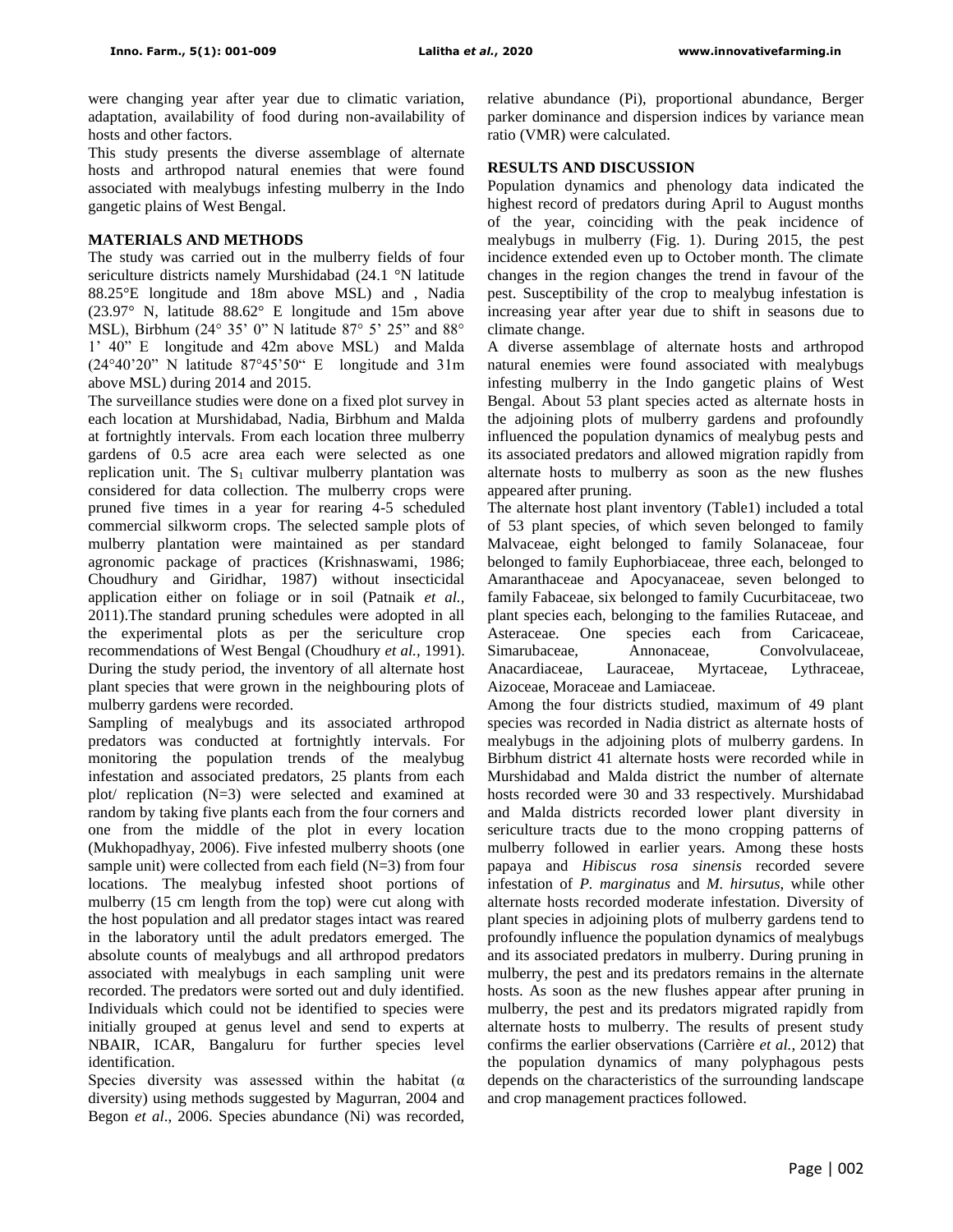were changing year after year due to climatic variation, adaptation, availability of food during non-availability of hosts and other factors.

This study presents the diverse assemblage of alternate hosts and arthropod natural enemies that were found associated with mealybugs infesting mulberry in the Indo gangetic plains of West Bengal.

## MATERIALS AND METHODS

The study was carried out in the mulberry fields of four sericulture districts namely Murshidabad (24.1 °N latitude 88.25°E longitude and 18m above MSL) and , Nadia (23.97° N, latitude 88.62° E longitude and 15m above MSL), Birbhum (24° 35' 0" N latitude 87° 5' 25" and 88° 1' 40" E longitude and 42m above MSL) and Malda (24°40'20" N latitude 87°45'50" E longitude and 31m above MSL) during 2014 and 2015.

The surveillance studies were done on a fixed plot survey in each location at Murshidabad, Nadia, Birbhum and Malda at fortnightly intervals. From each location three mulberry gardens of 0.5 acre area each were selected as one replication unit. The $S_1$ cultivar mulberry plantation was considered for data collection. The mulberry crops were pruned five times in a year for rearing 4-5 scheduled commercial silkworm crops. The selected sample plots of mulberry plantation were maintained as per standard agronomic package of practices (Krishnaswami, 1986; Choudhury and Giridhar, 1987) without insecticidal application either on foliage or in soil (Patnaik *et al.*, 2011).The standard pruning schedules were adopted in all the experimental plots as per the sericulture crop recommendations of West Bengal (Choudhury *et al.*, 1991). During the study period, the inventory of all alternate host plant species that were grown in the neighbouring plots of mulberry gardens were recorded.

Sampling of mealybugs and its associated arthropod predators was conducted at fortnightly intervals. For monitoring the population trends of the mealybug infestation and associated predators, 25 plants from each plot/ replication (N=3) were selected and examined at random by taking five plants each from the four corners and one from the middle of the plot in every location (Mukhopadhyay, 2006). Five infested mulberry shoots (one sample unit) were collected from each field (N=3) from four locations. The mealybug infested shoot portions of mulberry (15 cm length from the top) were cut along with the host population and all predator stages intact was reared in the laboratory until the adult predators emerged. The absolute counts of mealybugs and all arthropod predators associated with mealybugs in each sampling unit were recorded. The predators were sorted out and duly identified. Individuals which could not be identified to species were initially grouped at genus level and send to experts at NBAIR, ICAR, Bangaluru for further species level identification.

Species diversity was assessed within the habitat (α diversity) using methods suggested by Magurran, 2004 and Begon *et al*., 2006. Species abundance (Ni) was recorded, relative abundance (Pi), proportional abundance, Berger parker dominance and dispersion indices by variance mean ratio (VMR) were calculated.

## RESULTS AND DISCUSSION

Population dynamics and phenology data indicated the highest record of predators during April to August months of the year, coinciding with the peak incidence of mealybugs in mulberry (Fig. 1). During 2015, the pest incidence extended even up to October month. The climate changes in the region changes the trend in favour of the pest. Susceptibility of the crop to mealybug infestation is increasing year after year due to shift in seasons due to climate change.

A diverse assemblage of alternate hosts and arthropod natural enemies were found associated with mealybugs infesting mulberry in the Indo gangetic plains of West Bengal. About 53 plant species acted as alternate hosts in the adjoining plots of mulberry gardens and profoundly influenced the population dynamics of mealybug pests and its associated predators and allowed migration rapidly from alternate hosts to mulberry as soon as the new flushes appeared after pruning.

The alternate host plant inventory (Table1) included a total of 53 plant species, of which seven belonged to family Malvaceae, eight belonged to family Solanaceae, four belonged to family Euphorbiaceae, three each, belonged to Amaranthaceae and Apocyanaceae, seven belonged to family Fabaceae, six belonged to family Cucurbitaceae, two plant species each, belonging to the families Rutaceae, and Asteraceae. One species each from Caricaceae, Simarubaceae, Annonaceae, Convolvulaceae, Anacardiaceae, Lauraceae, Myrtaceae, Lythraceae, Aizoceae, Moraceae and Lamiaceae.

Among the four districts studied, maximum of 49 plant species was recorded in Nadia district as alternate hosts of mealybugs in the adjoining plots of mulberry gardens. In Birbhum district 41 alternate hosts were recorded while in Murshidabad and Malda district the number of alternate hosts recorded were 30 and 33 respectively. Murshidabad and Malda districts recorded lower plant diversity in sericulture tracts due to the mono cropping patterns of mulberry followed in earlier years. Among these hosts papaya and *Hibiscus rosa sinensis* recorded severe infestation of *P. marginatus* and *M. hirsutus*, while other alternate hosts recorded moderate infestation. Diversity of plant species in adjoining plots of mulberry gardens tend to profoundly influence the population dynamics of mealybugs and its associated predators in mulberry. During pruning in mulberry, the pest and its predators remains in the alternate hosts. As soon as the new flushes appear after pruning in mulberry, the pest and its predators migrated rapidly from alternate hosts to mulberry. The results of present study confirms the earlier observations (Carrière *et al.*, 2012) that the population dynamics of many polyphagous pests depends on the characteristics of the surrounding landscape and crop management practices followed.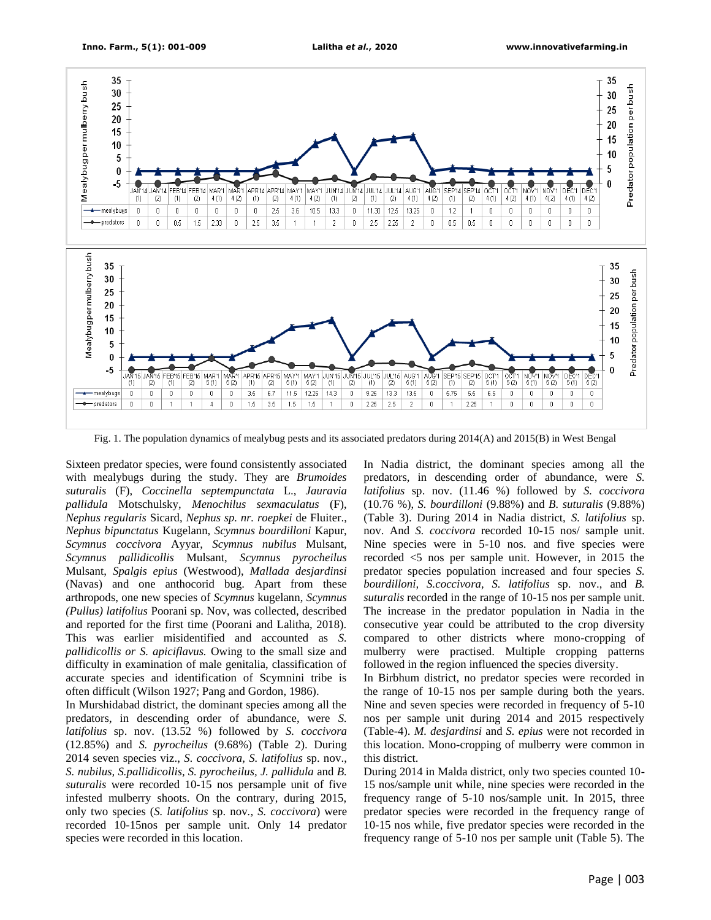| | JAN'14 (1) | JAN'14 (2) | FEB'14 (1) | FEB'14 (2) | MAR'14 (1) | MAR'14 (2) | APR'14 (1) | APR'14 (2) | MAY'14 (1) | MAY'14 (2) | JUN'14 (1) | JUN'14 (2) | JUL'14 (1) | JUL'14 (2) | AUG'14 (1) | AUG'14 (2) | SEP'14 (1) | SEP'14 (2) | OCT'14 (1) | OCT'14 (2) | NOV'14 (1) | NOV'14 (2) | DEC'14 (1) | DEC'14 (2) |
|---|---|---|---|---|---|---|---|---|---|---|---|---|---|---|---|---|---|---|---|---|---|---|---|---|
| mealybugs | 0 | 0 | 0 | 0 | 0 | 0 | 0 | 2.5 | 3.6 | 10.5 | 13.3 | 0 | 11.30 | 12.5 | 13.25 | 0 | 1.2 | 1 | 0 | 0 | 0 | 0 | 0 | 0 |
| predators | 0 | 0 | 0.5 | 1.5 | 2.33 | 0 | 2.5 | 3.5 | 1 | 1 | 2 | 0 | 2.5 | 2.25 | 2 | 0 | 0.5 | 0.5 | 0 | 0 | 0 | 0 | 0 | 0 |

| | JAN'15 (1) | JAN'15 (2) | FEB'15 (1) | FEB'15 (2) | MAR'15 (1) | MAR'15 (2) | APR'15 (1) | APR'15 (2) | MAY'15 (1) | MAY'15 (2) | JUN'15 (1) | JUN'15 (2) | JUL'15 (1) | JUL'15 (2) | AUG'15 (1) | AUG'15 (2) | SEP'15 (1) | SEP'15 (2) | OCT'15 (1) | OCT'15 (2) | NOV'15 (1) | NOV'15 (2) | DEC'15 (1) | DEC'15 (2) |
|---|---|---|---|---|---|---|---|---|---|---|---|---|---|---|---|---|---|---|---|---|---|---|---|---|
| mealybugs | 0 | 0 | 0 | 0 | 0 | 0 | 3.5 | 6.7 | 11.5 | 12.25 | 14.3 | 0 | 9.25 | 13.3 | 13.5 | 0 | 5.75 | 5.5 | 6.5 | 0 | 0 | 0 | 0 | 0 |
| predators | 0 | 0 | 1 | 1 | 4 | 0 | 1.5 | 3.5 | 1.5 | 1.5 | 1 | 0 | 2.25 | 2.5 | 2 | 0 | 1 | 2.25 | 1 | 0 | 0 | 0 | 0 | 0 |

Fig. 1. The population dynamics of mealybug pests and its associated predators during 2014(A) and 2015(B) in West Bengal

Sixteen predator species, were found consistently associated with mealybugs during the study. They are *Brumoides suturalis* (F), *Coccinella septempunctata* L., *Jauravia pallidula* Motschulsky, *Menochilus sexmaculatus* (F), *Nephus regularis* Sicard, *Nephus sp. nr. roepkei* de Fluiter., *Nephus bipunctatus* Kugelann, *Scymnus bourdilloni* Kapur, *Scymnus coccivora* Ayyar, *Scymnus nubilus* Mulsant, *Scymnus pallidicollis* Mulsant, *Scymnus pyrocheilus* Mulsant, *Spalgis epius* (Westwood), *Mallada desjardinsi* (Navas) and one anthocorid bug. Apart from these arthropods, one new species of *Scymnus* kugelann, *Scymnus (Pullus) latifolius* Poorani sp. Nov, was collected, described and reported for the first time (Poorani and Lalitha, 2018). This was earlier misidentified and accounted as *S. pallidicollis or S. apiciflavus.* Owing to the small size and difficulty in examination of male genitalia, classification of accurate species and identification of Scymnini tribe is often difficult (Wilson 1927; Pang and Gordon, 1986).

In Murshidabad district, the dominant species among all the predators, in descending order of abundance, were *S. latifolius* sp. nov. (13.52 %) followed by *S. coccivora* (12.85%) and *S. pyrocheilus* (9.68%) (Table 2). During 2014 seven species viz., *S. coccivora, S. latifolius* sp. nov., *S. nubilus, S.pallidicollis, S. pyrocheilus, J. pallidula* and *B. suturalis* were recorded 10-15 nos persample unit of five infested mulberry shoots. On the contrary, during 2015, only two species (*S. latifolius* sp. nov., *S. coccivora*) were recorded 10-15nos per sample unit. Only 14 predator species were recorded in this location.

In Nadia district, the dominant species among all the predators, in descending order of abundance, were *S. latifolius* sp. nov. (11.46 %) followed by *S. coccivora* (10.76 %), *S. bourdilloni* (9.88%) and *B. suturalis* (9.88%) (Table 3). During 2014 in Nadia district, *S. latifolius* sp. nov. And *S. coccivora* recorded 10-15 nos/ sample unit. Nine species were in 5-10 nos. and five species were recorded <5 nos per sample unit. However, in 2015 the predator species population increased and four species *S. bourdilloni, S.coccivora, S. latifolius* sp. nov., and *B. suturalis* recorded in the range of 10-15 nos per sample unit. The increase in the predator population in Nadia in the consecutive year could be attributed to the crop diversity compared to other districts where mono-cropping of mulberry were practised. Multiple cropping patterns followed in the region influenced the species diversity.

In Birbhum district, no predator species were recorded in the range of 10-15 nos per sample during both the years. Nine and seven species were recorded in frequency of 5-10 nos per sample unit during 2014 and 2015 respectively (Table-4). *M. desjardinsi* and *S. epius* were not recorded in this location. Mono-cropping of mulberry were common in this district.

During 2014 in Malda district, only two species counted 10-15 nos/sample unit while, nine species were recorded in the frequency range of 5-10 nos/sample unit. In 2015, three predator species were recorded in the frequency range of 10-15 nos while, five predator species were recorded in the frequency range of 5-10 nos per sample unit (Table 5). The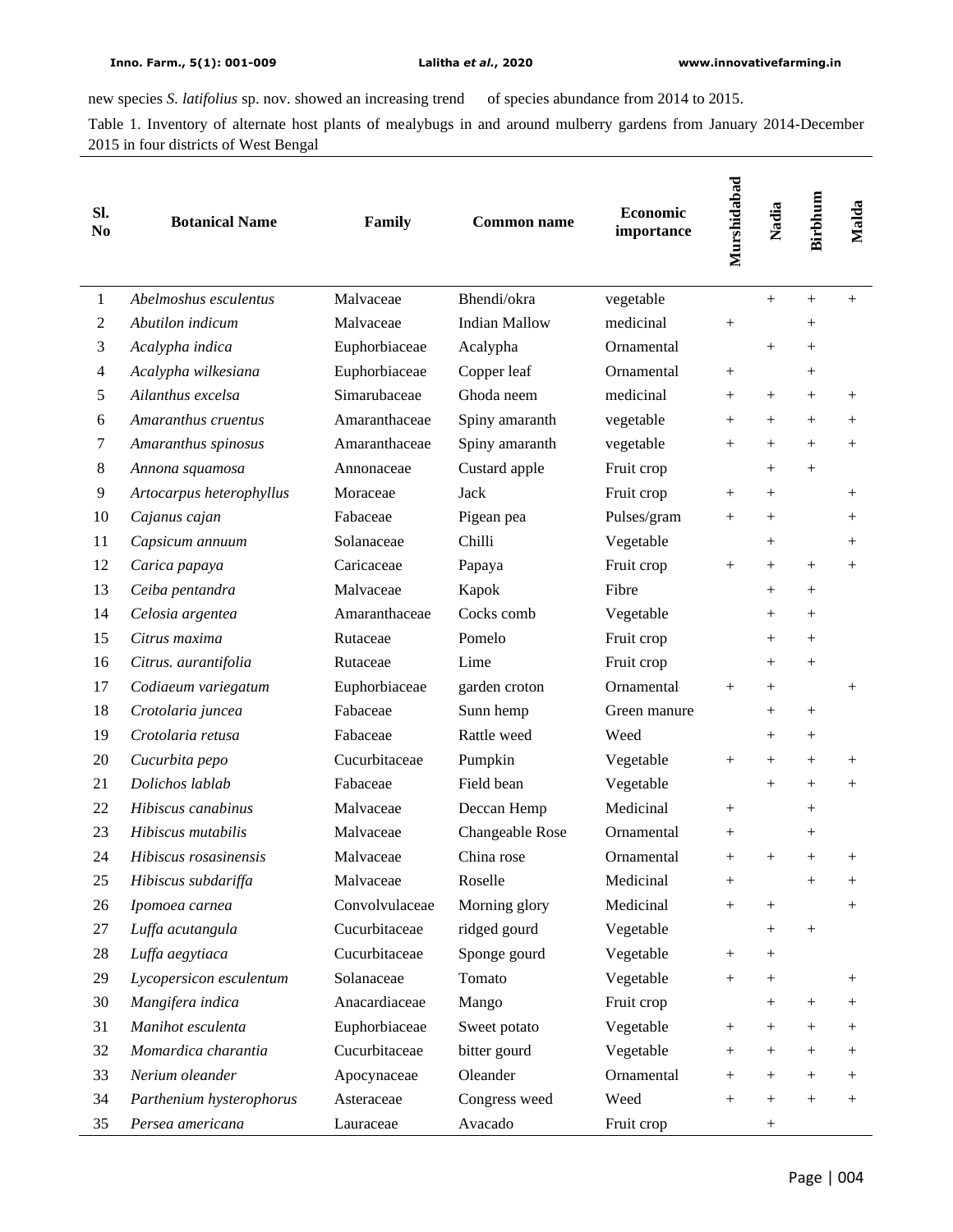new species *S. latifolius* sp. nov. showed an increasing trend of species abundance from 2014 to 2015.

Table 1. Inventory of alternate host plants of mealybugs in and around mulberry gardens from January 2014-December 2015 in four districts of West Bengal

| Sl. No | Botanical Name | Family | Common name | Economic importance | Murshidabad | Nadia | Birbhum | Malda |
|---|---|---|---|---|---|---|---|---|
| 1 | *Abelmoshus esculentus* | Malvaceae | Bhendi/okra | vegetable | | + | + | + |
| 2 | *Abutilon indicum* | Malvaceae | Indian Mallow | medicinal | + | | + | |
| 3 | *Acalypha indica* | Euphorbiaceae | Acalypha | Ornamental | | + | + | |
| 4 | *Acalypha wilkesiana* | Euphorbiaceae | Copper leaf | Ornamental | + | | + | |
| 5 | *Ailanthus excelsa* | Simarubaceae | Ghoda neem | medicinal | + | + | + | + |
| 6 | *Amaranthus cruentus* | Amaranthaceae | Spiny amaranth | vegetable | + | + | + | + |
| 7 | *Amaranthus spinosus* | Amaranthaceae | Spiny amaranth | vegetable | + | + | + | + |
| 8 | *Annona squamosa* | Annonaceae | Custard apple | Fruit crop | | + | + | |
| 9 | *Artocarpus heterophyllus* | Moraceae | Jack | Fruit crop | + | + | | + |
| 10 | *Cajanus cajan* | Fabaceae | Pigean pea | Pulses/gram | + | + | | + |
| 11 | *Capsicum annuum* | Solanaceae | Chilli | Vegetable | | + | | + |
| 12 | *Carica papaya* | Caricaceae | Papaya | Fruit crop | + | + | + | + |
| 13 | *Ceiba pentandra* | Malvaceae | Kapok | Fibre | | + | + | |
| 14 | *Celosia argentea* | Amaranthaceae | Cocks comb | Vegetable | | + | + | |
| 15 | *Citrus maxima* | Rutaceae | Pomelo | Fruit crop | | + | + | |
| 16 | *Citrus. aurantifolia* | Rutaceae | Lime | Fruit crop | | + | + | |
| 17 | *Codiaeum variegatum* | Euphorbiaceae | garden croton | Ornamental | + | + | | + |
| 18 | *Crotolaria juncea* | Fabaceae | Sunn hemp | Green manure | | + | + | |
| 19 | *Crotolaria retusa* | Fabaceae | Rattle weed | Weed | | + | + | |
| 20 | *Cucurbita pepo* | Cucurbitaceae | Pumpkin | Vegetable | + | + | + | + |
| 21 | *Dolichos lablab* | Fabaceae | Field bean | Vegetable | | + | + | + |
| 22 | *Hibiscus canabinus* | Malvaceae | Deccan Hemp | Medicinal | + | | + | |
| 23 | *Hibiscus mutabilis* | Malvaceae | Changeable Rose | Ornamental | + | | + | |
| 24 | *Hibiscus rosasinensis* | Malvaceae | China rose | Ornamental | + | + | + | + |
| 25 | *Hibiscus subdariffa* | Malvaceae | Roselle | Medicinal | + | | + | + |
| 26 | *Ipomoea carnea* | Convolvulaceae | Morning glory | Medicinal | + | + | | + |
| 27 | *Luffa acutangula* | Cucurbitaceae | ridged gourd | Vegetable | | + | + | |
| 28 | *Luffa aegytiaca* | Cucurbitaceae | Sponge gourd | Vegetable | + | + | | |
| 29 | *Lycopersicon esculentum* | Solanaceae | Tomato | Vegetable | + | + | | + |
| 30 | *Mangifera indica* | Anacardiaceae | Mango | Fruit crop | | + | + | + |
| 31 | *Manihot esculenta* | Euphorbiaceae | Sweet potato | Vegetable | + | + | + | + |
| 32 | *Momardica charantia* | Cucurbitaceae | bitter gourd | Vegetable | + | + | + | + |
| 33 | *Nerium oleander* | Apocynaceae | Oleander | Ornamental | + | + | + | + |
| 34 | *Parthenium hysterophorus* | Asteraceae | Congress weed | Weed | + | + | + | + |
| 35 | *Persea americana* | Lauraceae | Avacado | Fruit crop | | + | | |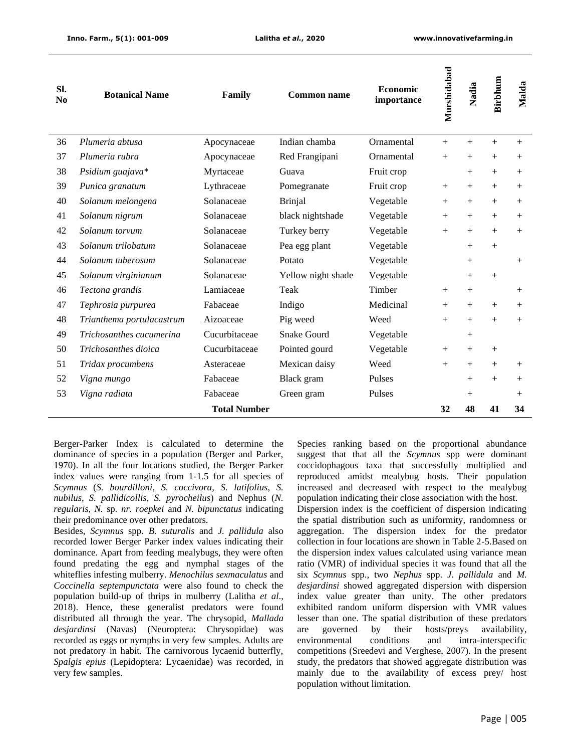| Sl. No | Botanical Name | Family | Common name | Economic importance | Murshidabad | Nadia | Birbhum | Malda |
|---|---|---|---|---|---|---|---|---|
| 36 | *Plumeria abtusa* | Apocynaceae | Indian chamba | Ornamental | + | + | + | + |
| 37 | *Plumeria rubra* | Apocynaceae | Red Frangipani | Ornamental | + | + | + | + |
| 38 | *Psidium guajava** | Myrtaceae | Guava | Fruit crop | | + | + | + |
| 39 | *Punica granatum* | Lythraceae | Pomegranate | Fruit crop | + | + | + | + |
| 40 | *Solanum melongena* | Solanaceae | Brinjal | Vegetable | + | + | + | + |
| 41 | *Solanum nigrum* | Solanaceae | black nightshade | Vegetable | + | + | + | + |
| 42 | *Solanum torvum* | Solanaceae | Turkey berry | Vegetable | + | + | + | + |
| 43 | *Solanum trilobatum* | Solanaceae | Pea egg plant | Vegetable | | + | + | |
| 44 | *Solanum tuberosum* | Solanaceae | Potato | Vegetable | | + | | + |
| 45 | *Solanum virginianum* | Solanaceae | Yellow night shade | Vegetable | | + | + | |
| 46 | *Tectona grandis* | Lamiaceae | Teak | Timber | + | + | | + |
| 47 | *Tephrosia purpurea* | Fabaceae | Indigo | Medicinal | + | + | + | + |
| 48 | *Trianthema portulacastrum* | Aizoaceae | Pig weed | Weed | + | + | + | + |
| 49 | *Trichosanthes cucumerina* | Cucurbitaceae | Snake Gourd | Vegetable | | + | | |
| 50 | *Trichosanthes dioica* | Cucurbitaceae | Pointed gourd | Vegetable | + | + | + | |
| 51 | *Tridax procumbens* | Asteraceae | Mexican daisy | Weed | + | + | + | + |
| 52 | *Vigna mungo* | Fabaceae | Black gram | Pulses | | + | + | + |
| 53 | *Vigna radiata* | Fabaceae | Green gram | Pulses | | + | | + |
| | | **Total Number** | | | **32** | **48** | **41** | **34** |

Berger-Parker Index is calculated to determine the dominance of species in a population (Berger and Parker, 1970). In all the four locations studied, the Berger Parker index values were ranging from 1-1.5 for all species of *Scymnus* (*S. bourdilloni*, *S. coccivora*, *S. latifolius*, *S. nubilus*, *S. pallidicollis*, *S. pyrocheilus*) and Nephus (*N. regularis*, *N.* sp. *nr. roepkei* and *N. bipunctatus* indicating their predominance over other predators.

Besides, *Scymnus* spp. *B. suturalis* and *J. pallidula* also recorded lower Berger Parker index values indicating their dominance. Apart from feeding mealybugs, they were often found predating the egg and nymphal stages of the whiteflies infesting mulberry. *Menochilus sexmaculatus* and *Coccinella septempunctata* were also found to check the population build-up of thrips in mulberry (Lalitha *et al*., 2018). Hence, these generalist predators were found distributed all through the year. The chrysopid, *Mallada desjardinsi* (Navas) (Neuroptera: Chrysopidae) was recorded as eggs or nymphs in very few samples. Adults are not predatory in habit. The carnivorous lycaenid butterfly, *Spalgis epius* (Lepidoptera: Lycaenidae) was recorded, in very few samples.

Species ranking based on the proportional abundance suggest that that all the *Scymnus* spp were dominant coccidophagous taxa that successfully multiplied and reproduced amidst mealybug hosts. Their population increased and decreased with respect to the mealybug population indicating their close association with the host.

Dispersion index is the coefficient of dispersion indicating the spatial distribution such as uniformity, randomness or aggregation. The dispersion index for the predator collection in four locations are shown in Table 2-5.Based on the dispersion index values calculated using variance mean ratio (VMR) of individual species it was found that all the six *Scymnus* spp., two *Nephus* spp. *J. pallidula* and *M. desjardinsi* showed aggregated dispersion with dispersion index value greater than unity. The other predators exhibited random uniform dispersion with VMR values lesser than one. The spatial distribution of these predators are governed by their hosts/preys availability, environmental conditions and intra-interspecific competitions (Sreedevi and Verghese, 2007). In the present study, the predators that showed aggregate distribution was mainly due to the availability of excess prey/ host population without limitation.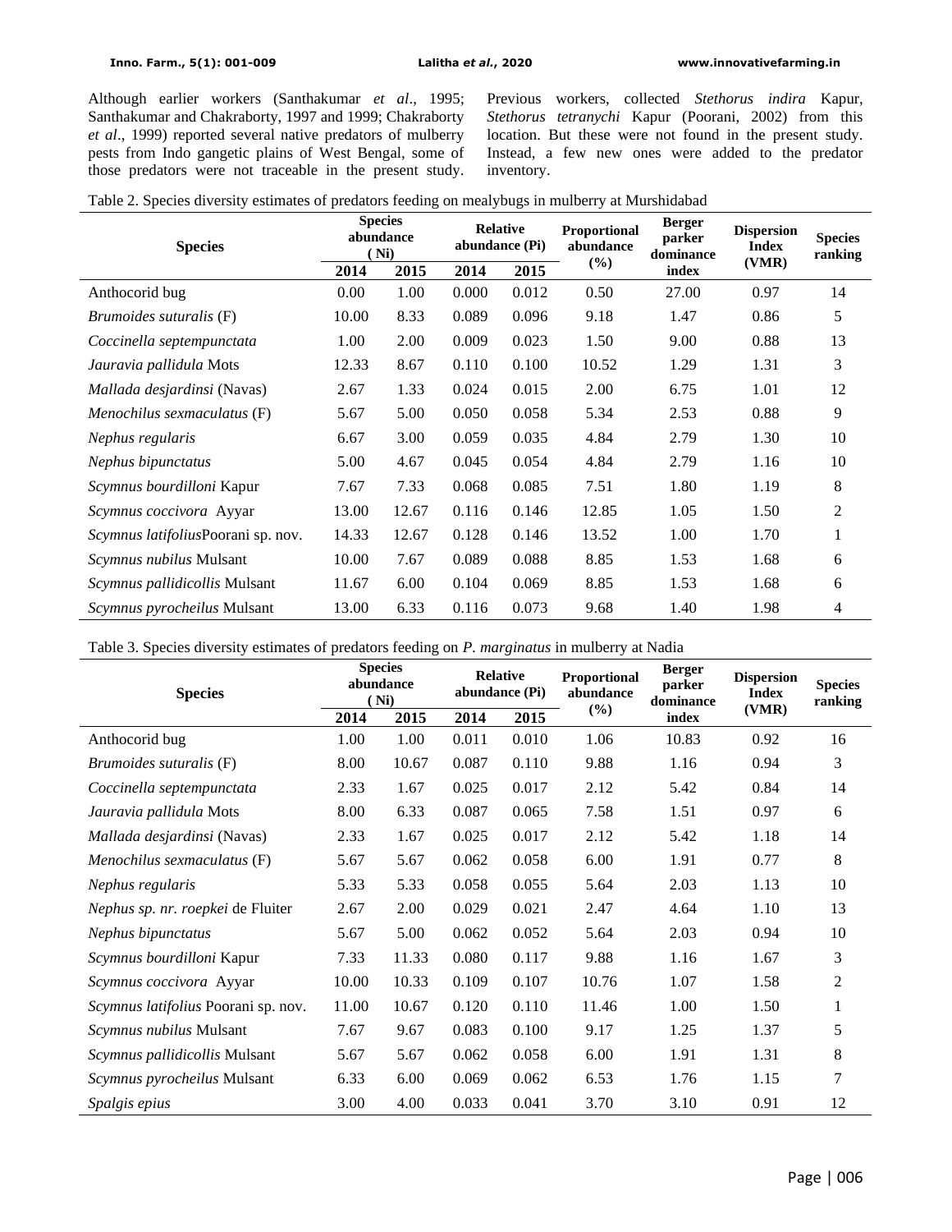Although earlier workers (Santhakumar *et al*., 1995; Santhakumar and Chakraborty, 1997 and 1999; Chakraborty *et al*., 1999) reported several native predators of mulberry pests from Indo gangetic plains of West Bengal, some of those predators were not traceable in the present study. Previous workers, collected *Stethorus indira* Kapur, *Stethorus tetranychi* Kapur (Poorani, 2002) from this location. But these were not found in the present study. Instead, a few new ones were added to the predator inventory.

Table 2. Species diversity estimates of predators feeding on mealybugs in mulberry at Murshidabad

| Species | Species abundance (Ni) | | Relative abundance (Pi) | | Proportional abundance (%) | Berger parker dominance index | Dispersion Index (VMR) | Species ranking |
|---|---|---|---|---|---|---|---|---|
| | 2014 | 2015 | 2014 | 2015 | | | | |
| Anthocorid bug | 0.00 | 1.00 | 0.000 | 0.012 | 0.50 | 27.00 | 0.97 | 14 |
| *Brumoides suturalis* (F) | 10.00 | 8.33 | 0.089 | 0.096 | 9.18 | 1.47 | 0.86 | 5 |
| *Coccinella septempunctata* | 1.00 | 2.00 | 0.009 | 0.023 | 1.50 | 9.00 | 0.88 | 13 |
| *Jauravia pallidula* Mots | 12.33 | 8.67 | 0.110 | 0.100 | 10.52 | 1.29 | 1.31 | 3 |
| *Mallada desjardinsi* (Navas) | 2.67 | 1.33 | 0.024 | 0.015 | 2.00 | 6.75 | 1.01 | 12 |
| *Menochilus sexmaculatus* (F) | 5.67 | 5.00 | 0.050 | 0.058 | 5.34 | 2.53 | 0.88 | 9 |
| *Nephus regularis* | 6.67 | 3.00 | 0.059 | 0.035 | 4.84 | 2.79 | 1.30 | 10 |
| *Nephus bipunctatus* | 5.00 | 4.67 | 0.045 | 0.054 | 4.84 | 2.79 | 1.16 | 10 |
| *Scymnus bourdilloni* Kapur | 7.67 | 7.33 | 0.068 | 0.085 | 7.51 | 1.80 | 1.19 | 8 |
| *Scymnus coccivora* Ayyar | 13.00 | 12.67 | 0.116 | 0.146 | 12.85 | 1.05 | 1.50 | 2 |
| *Scymnus latifolius*Poorani sp. nov. | 14.33 | 12.67 | 0.128 | 0.146 | 13.52 | 1.00 | 1.70 | 1 |
| *Scymnus nubilus* Mulsant | 10.00 | 7.67 | 0.089 | 0.088 | 8.85 | 1.53 | 1.68 | 6 |
| *Scymnus pallidicollis* Mulsant | 11.67 | 6.00 | 0.104 | 0.069 | 8.85 | 1.53 | 1.68 | 6 |
| *Scymnus pyrocheilus* Mulsant | 13.00 | 6.33 | 0.116 | 0.073 | 9.68 | 1.40 | 1.98 | 4 |

Table 3. Species diversity estimates of predators feeding on *P. marginatus* in mulberry at Nadia

| Species | Species abundance (Ni) | | Relative abundance (Pi) | | Proportional abundance (%) | Berger parker dominance index | Dispersion Index (VMR) | Species ranking |
|---|---|---|---|---|---|---|---|---|
| | 2014 | 2015 | 2014 | 2015 | | | | |
| Anthocorid bug | 1.00 | 1.00 | 0.011 | 0.010 | 1.06 | 10.83 | 0.92 | 16 |
| *Brumoides suturalis* (F) | 8.00 | 10.67 | 0.087 | 0.110 | 9.88 | 1.16 | 0.94 | 3 |
| *Coccinella septempunctata* | 2.33 | 1.67 | 0.025 | 0.017 | 2.12 | 5.42 | 0.84 | 14 |
| *Jauravia pallidula* Mots | 8.00 | 6.33 | 0.087 | 0.065 | 7.58 | 1.51 | 0.97 | 6 |
| *Mallada desjardinsi* (Navas) | 2.33 | 1.67 | 0.025 | 0.017 | 2.12 | 5.42 | 1.18 | 14 |
| *Menochilus sexmaculatus* (F) | 5.67 | 5.67 | 0.062 | 0.058 | 6.00 | 1.91 | 0.77 | 8 |
| *Nephus regularis* | 5.33 | 5.33 | 0.058 | 0.055 | 5.64 | 2.03 | 1.13 | 10 |
| *Nephus sp. nr. roepkei* de Fluiter | 2.67 | 2.00 | 0.029 | 0.021 | 2.47 | 4.64 | 1.10 | 13 |
| *Nephus bipunctatus* | 5.67 | 5.00 | 0.062 | 0.052 | 5.64 | 2.03 | 0.94 | 10 |
| *Scymnus bourdilloni* Kapur | 7.33 | 11.33 | 0.080 | 0.117 | 9.88 | 1.16 | 1.67 | 3 |
| *Scymnus coccivora* Ayyar | 10.00 | 10.33 | 0.109 | 0.107 | 10.76 | 1.07 | 1.58 | 2 |
| *Scymnus latifolius* Poorani sp. nov. | 11.00 | 10.67 | 0.120 | 0.110 | 11.46 | 1.00 | 1.50 | 1 |
| *Scymnus nubilus* Mulsant | 7.67 | 9.67 | 0.083 | 0.100 | 9.17 | 1.25 | 1.37 | 5 |
| *Scymnus pallidicollis* Mulsant | 5.67 | 5.67 | 0.062 | 0.058 | 6.00 | 1.91 | 1.31 | 8 |
| *Scymnus pyrocheilus* Mulsant | 6.33 | 6.00 | 0.069 | 0.062 | 6.53 | 1.76 | 1.15 | 7 |
| *Spalgis epius* | 3.00 | 4.00 | 0.033 | 0.041 | 3.70 | 3.10 | 0.91 | 12 |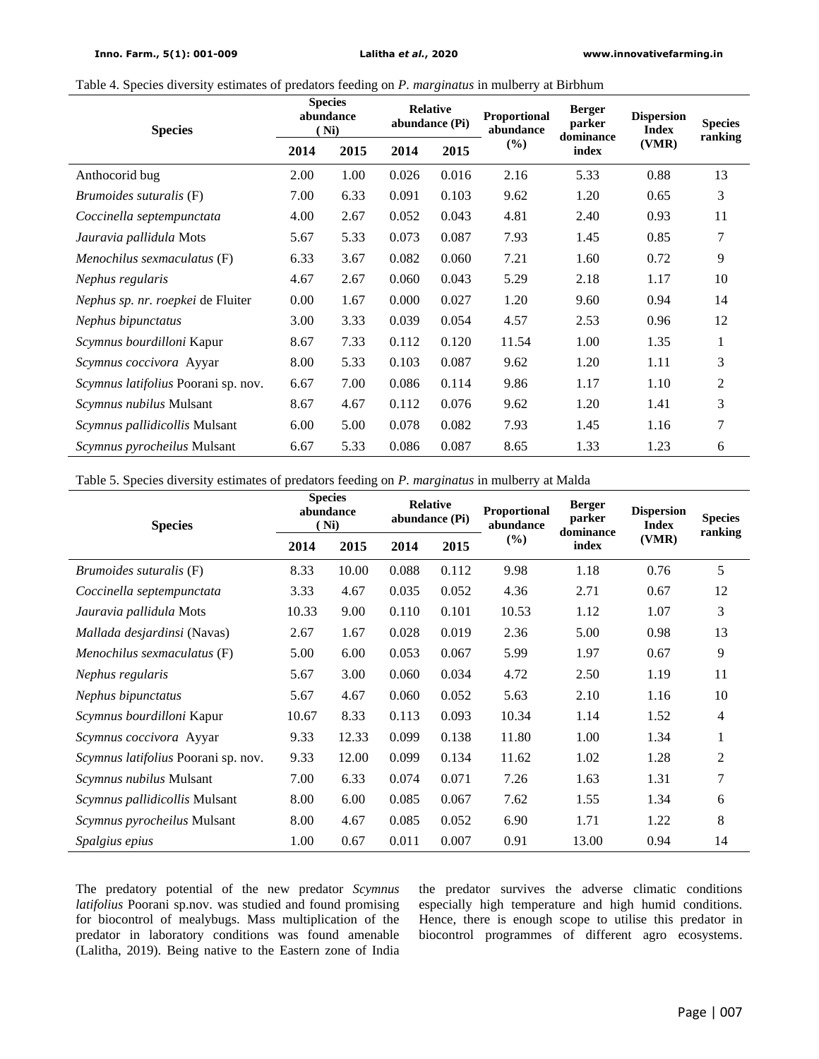Table 4. Species diversity estimates of predators feeding on *P. marginatus* in mulberry at Birbhum

| Species | Species abundance (Ni) | | Relative abundance (Pi) | | Proportional abundance (%) | Berger parker dominance index | Dispersion Index (VMR) | Species ranking |
|---|---|---|---|---|---|---|---|---|
| | 2014 | 2015 | 2014 | 2015 | | | | |
| Anthocorid bug | 2.00 | 1.00 | 0.026 | 0.016 | 2.16 | 5.33 | 0.88 | 13 |
| *Brumoides suturalis* (F) | 7.00 | 6.33 | 0.091 | 0.103 | 9.62 | 1.20 | 0.65 | 3 |
| *Coccinella septempunctata* | 4.00 | 2.67 | 0.052 | 0.043 | 4.81 | 2.40 | 0.93 | 11 |
| *Jauravia pallidula* Mots | 5.67 | 5.33 | 0.073 | 0.087 | 7.93 | 1.45 | 0.85 | 7 |
| *Menochilus sexmaculatus* (F) | 6.33 | 3.67 | 0.082 | 0.060 | 7.21 | 1.60 | 0.72 | 9 |
| *Nephus regularis* | 4.67 | 2.67 | 0.060 | 0.043 | 5.29 | 2.18 | 1.17 | 10 |
| *Nephus sp. nr. roepkei* de Fluiter | 0.00 | 1.67 | 0.000 | 0.027 | 1.20 | 9.60 | 0.94 | 14 |
| *Nephus bipunctatus* | 3.00 | 3.33 | 0.039 | 0.054 | 4.57 | 2.53 | 0.96 | 12 |
| *Scymnus bourdilloni* Kapur | 8.67 | 7.33 | 0.112 | 0.120 | 11.54 | 1.00 | 1.35 | 1 |
| *Scymnus coccivora* Ayyar | 8.00 | 5.33 | 0.103 | 0.087 | 9.62 | 1.20 | 1.11 | 3 |
| *Scymnus latifolius* Poorani sp. nov. | 6.67 | 7.00 | 0.086 | 0.114 | 9.86 | 1.17 | 1.10 | 2 |
| *Scymnus nubilus* Mulsant | 8.67 | 4.67 | 0.112 | 0.076 | 9.62 | 1.20 | 1.41 | 3 |
| *Scymnus pallidicollis* Mulsant | 6.00 | 5.00 | 0.078 | 0.082 | 7.93 | 1.45 | 1.16 | 7 |
| *Scymnus pyrocheilus* Mulsant | 6.67 | 5.33 | 0.086 | 0.087 | 8.65 | 1.33 | 1.23 | 6 |

Table 5. Species diversity estimates of predators feeding on *P. marginatus* in mulberry at Malda

| Species | Species abundance (Ni) | | Relative abundance (Pi) | | Proportional abundance (%) | Berger parker dominance index | Dispersion Index (VMR) | Species ranking |
|---|---|---|---|---|---|---|---|---|
| | 2014 | 2015 | 2014 | 2015 | | | | |
| *Brumoides suturalis* (F) | 8.33 | 10.00 | 0.088 | 0.112 | 9.98 | 1.18 | 0.76 | 5 |
| *Coccinella septempunctata* | 3.33 | 4.67 | 0.035 | 0.052 | 4.36 | 2.71 | 0.67 | 12 |
| *Jauravia pallidula* Mots | 10.33 | 9.00 | 0.110 | 0.101 | 10.53 | 1.12 | 1.07 | 3 |
| *Mallada desjardinsi* (Navas) | 2.67 | 1.67 | 0.028 | 0.019 | 2.36 | 5.00 | 0.98 | 13 |
| *Menochilus sexmaculatus* (F) | 5.00 | 6.00 | 0.053 | 0.067 | 5.99 | 1.97 | 0.67 | 9 |
| *Nephus regularis* | 5.67 | 3.00 | 0.060 | 0.034 | 4.72 | 2.50 | 1.19 | 11 |
| *Nephus bipunctatus* | 5.67 | 4.67 | 0.060 | 0.052 | 5.63 | 2.10 | 1.16 | 10 |
| *Scymnus bourdilloni* Kapur | 10.67 | 8.33 | 0.113 | 0.093 | 10.34 | 1.14 | 1.52 | 4 |
| *Scymnus coccivora* Ayyar | 9.33 | 12.33 | 0.099 | 0.138 | 11.80 | 1.00 | 1.34 | 1 |
| *Scymnus latifolius* Poorani sp. nov. | 9.33 | 12.00 | 0.099 | 0.134 | 11.62 | 1.02 | 1.28 | 2 |
| *Scymnus nubilus* Mulsant | 7.00 | 6.33 | 0.074 | 0.071 | 7.26 | 1.63 | 1.31 | 7 |
| *Scymnus pallidicollis* Mulsant | 8.00 | 6.00 | 0.085 | 0.067 | 7.62 | 1.55 | 1.34 | 6 |
| *Scymnus pyrocheilus* Mulsant | 8.00 | 4.67 | 0.085 | 0.052 | 6.90 | 1.71 | 1.22 | 8 |
| *Spalgius epius* | 1.00 | 0.67 | 0.011 | 0.007 | 0.91 | 13.00 | 0.94 | 14 |

The predatory potential of the new predator *Scymnus latifolius* Poorani sp.nov. was studied and found promising for biocontrol of mealybugs. Mass multiplication of the predator in laboratory conditions was found amenable (Lalitha, 2019). Being native to the Eastern zone of India the predator survives the adverse climatic conditions especially high temperature and high humid conditions. Hence, there is enough scope to utilise this predator in biocontrol programmes of different agro ecosystems.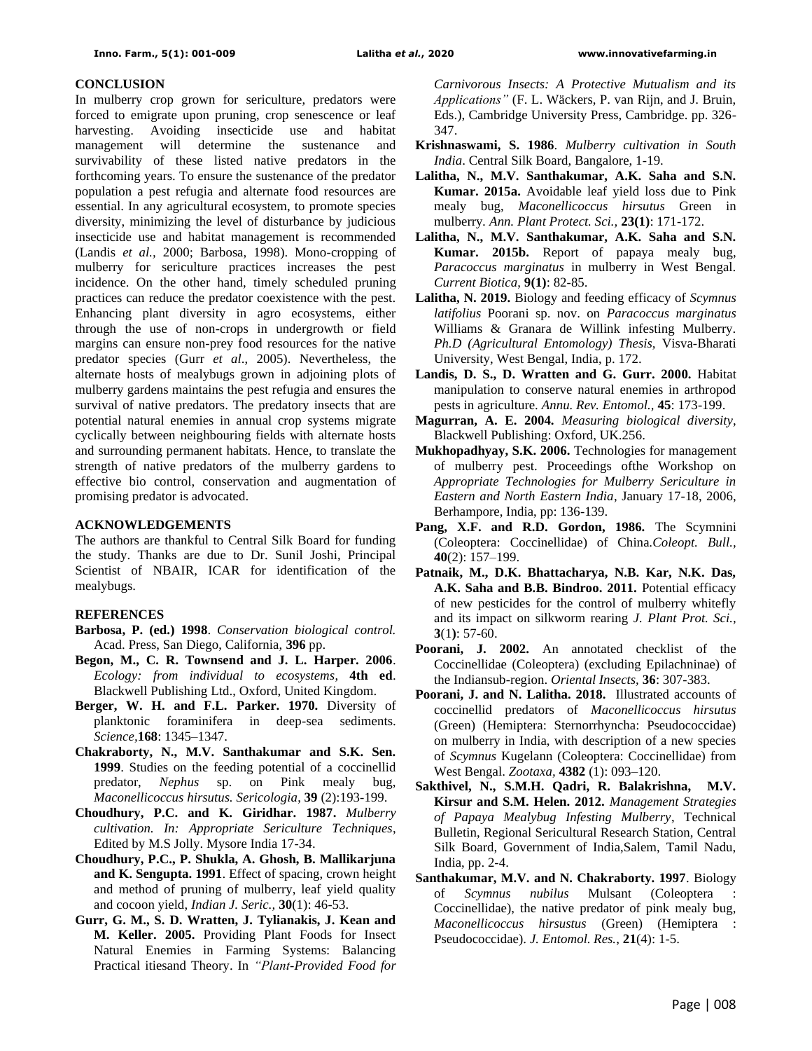## CONCLUSION

In mulberry crop grown for sericulture, predators were forced to emigrate upon pruning, crop senescence or leaf harvesting. Avoiding insecticide use and habitat management will determine the sustenance and survivability of these listed native predators in the forthcoming years. To ensure the sustenance of the predator population a pest refugia and alternate food resources are essential. In any agricultural ecosystem, to promote species diversity, minimizing the level of disturbance by judicious insecticide use and habitat management is recommended (Landis *et al.,* 2000; Barbosa, 1998). Mono-cropping of mulberry for sericulture practices increases the pest incidence. On the other hand, timely scheduled pruning practices can reduce the predator coexistence with the pest. Enhancing plant diversity in agro ecosystems, either through the use of non-crops in undergrowth or field margins can ensure non-prey food resources for the native predator species (Gurr *et al*., 2005). Nevertheless, the alternate hosts of mealybugs grown in adjoining plots of mulberry gardens maintains the pest refugia and ensures the survival of native predators. The predatory insects that are potential natural enemies in annual crop systems migrate cyclically between neighbouring fields with alternate hosts and surrounding permanent habitats. Hence, to translate the strength of native predators of the mulberry gardens to effective bio control, conservation and augmentation of promising predator is advocated.

## ACKNOWLEDGEMENTS

The authors are thankful to Central Silk Board for funding the study. Thanks are due to Dr. Sunil Joshi, Principal Scientist of NBAIR, ICAR for identification of the mealybugs.

## REFERENCES

**Barbosa, P. (ed.) 1998**. *Conservation biological control.* Acad. Press, San Diego, California, **396** pp.

**Begon, M., C. R. Townsend and J. L. Harper. 2006**. *Ecology: from individual to ecosystems*, **4th ed**. Blackwell Publishing Ltd., Oxford, United Kingdom.

**Berger, W. H. and F.L. Parker. 1970.** Diversity of planktonic foraminifera in deep-sea sediments. *Science,***168**: 1345–1347.

**Chakraborty, N., M.V. Santhakumar and S.K. Sen. 1999**. Studies on the feeding potential of a coccinellid predator, *Nephus* sp. on Pink mealy bug, *Maconellicoccus hirsutus. Sericologia*, **39** (2):193-199.

**Choudhury, P.C. and K. Giridhar. 1987.** *Mulberry cultivation. In: Appropriate Sericulture Techniques*, Edited by M.S Jolly. Mysore India 17-34.

**Choudhury, P.C., P. Shukla, A. Ghosh, B. Mallikarjuna and K. Sengupta. 1991**. Effect of spacing, crown height and method of pruning of mulberry, leaf yield quality and cocoon yield, *Indian J. Seric.,* **30**(1): 46-53.

**Gurr, G. M., S. D. Wratten, J. Tylianakis, J. Kean and M. Keller. 2005.** Providing Plant Foods for Insect Natural Enemies in Farming Systems: Balancing Practical itiesand Theory. In *"Plant-Provided Food for Carnivorous Insects: A Protective Mutualism and its Applications"* (F. L. Wäckers, P. van Rijn, and J. Bruin, Eds.), Cambridge University Press, Cambridge. pp. 326-347.

**Krishnaswami, S. 1986**. *Mulberry cultivation in South India*. Central Silk Board, Bangalore, 1-19.

**Lalitha, N., M.V. Santhakumar, A.K. Saha and S.N. Kumar. 2015a.** Avoidable leaf yield loss due to Pink mealy bug, *Maconellicoccus hirsutus* Green in mulberry. *Ann. Plant Protect. Sci.,* **23(1)**: 171-172.

**Lalitha, N., M.V. Santhakumar, A.K. Saha and S.N. Kumar. 2015b.** Report of papaya mealy bug, *Paracoccus marginatus* in mulberry in West Bengal. *Current Biotica*, **9(1)**: 82-85.

**Lalitha, N. 2019.** Biology and feeding efficacy of *Scymnus latifolius* Poorani sp. nov. on *Paracoccus marginatus* Williams & Granara de Willink infesting Mulberry. *Ph.D (Agricultural Entomology) Thesis,* Visva-Bharati University, West Bengal, India, p. 172.

**Landis, D. S., D. Wratten and G. Gurr. 2000.** Habitat manipulation to conserve natural enemies in arthropod pests in agriculture. *Annu. Rev. Entomol.,* **45**: 173-199.

**Magurran, A. E. 2004.** *Measuring biological diversity*, Blackwell Publishing: Oxford, UK.256.

**Mukhopadhyay, S.K. 2006.** Technologies for management of mulberry pest. Proceedings ofthe Workshop on *Appropriate Technologies for Mulberry Sericulture in Eastern and North Eastern India*, January 17-18, 2006, Berhampore, India, pp: 136-139.

**Pang, X.F. and R.D. Gordon, 1986.** The Scymnini (Coleoptera: Coccinellidae) of China.*Coleopt. Bull.,* **40**(2): 157–199.

**Patnaik, M., D.K. Bhattacharya, N.B. Kar, N.K. Das, A.K. Saha and B.B. Bindroo. 2011.** Potential efficacy of new pesticides for the control of mulberry whitefly and its impact on silkworm rearing *J. Plant Prot. Sci.,* **3**(1**)**: 57-60.

**Poorani, J. 2002.** An annotated checklist of the Coccinellidae (Coleoptera) (excluding Epilachninae) of the Indiansub-region. *Oriental Insects*, **36**: 307-383.

**Poorani, J. and N. Lalitha. 2018.** Illustrated accounts of coccinellid predators of *Maconellicoccus hirsutus* (Green) (Hemiptera: Sternorrhyncha: Pseudococcidae) on mulberry in India, with description of a new species of *Scymnus* Kugelann (Coleoptera: Coccinellidae) from West Bengal. *Zootaxa*, **4382** (1): 093–120.

**Sakthivel, N., S.M.H. Qadri, R. Balakrishna, M.V. Kirsur and S.M. Helen. 2012.** *Management Strategies of Papaya Mealybug Infesting Mulberry*, Technical Bulletin, Regional Sericultural Research Station, Central Silk Board, Government of India,Salem, Tamil Nadu, India, pp. 2-4.

**Santhakumar, M.V. and N. Chakraborty. 1997**. Biology of *Scymnus nubilus* Mulsant (Coleoptera : Coccinellidae), the native predator of pink mealy bug, *Maconellicoccus hirsustus* (Green) (Hemiptera : Pseudococcidae). *J. Entomol. Res.,* **21**(4): 1-5.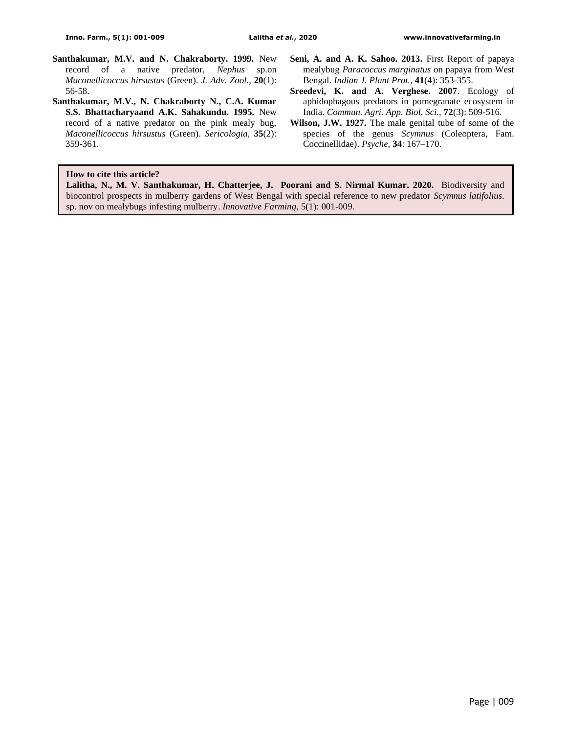**Santhakumar, M.V. and N. Chakraborty. 1999.** New record of a native predator, *Nephus* sp.on *Maconellicoccus hirsustus* (Green). *J. Adv. Zool.*, **20**(1): 56-58.

**Santhakumar, M.V., N. Chakraborty N., C.A. Kumar S.S. Bhattacharyaand A.K. Sahakundu. 1995.** New record of a native predator on the pink mealy bug, *Maconellicoccus hirsustus* (Green). *Sericologia*, **35**(2): 359-361.

**Seni, A. and A. K. Sahoo. 2013.** First Report of papaya mealybug *Paracoccus marginatus* on papaya from West Bengal. *Indian J. Plant Prot.*, **41**(4): 353-355.

**Sreedevi, K. and A. Verghese. 2007**. Ecology of aphidophagous predators in pomegranate ecosystem in India. *Commun. Agri. App. Biol. Sci.*, **72**(3): 509-516.

**Wilson, J.W. 1927.** The male genital tube of some of the species of the genus *Scymnus* (Coleoptera, Fam. Coccinellidae). *Psyche*, **34**: 167–170.

**How to cite this article?**

**Lalitha, N., M. V. Santhakumar, H. Chatterjee, J. Poorani and S. Nirmal Kumar. 2020.** Biodiversity and biocontrol prospects in mulberry gardens of West Bengal with special reference to new predator *Scymnus latifolius.* sp. nov on mealybugs infesting mulberry. *Innovative Farming*, 5(1): 001-009.